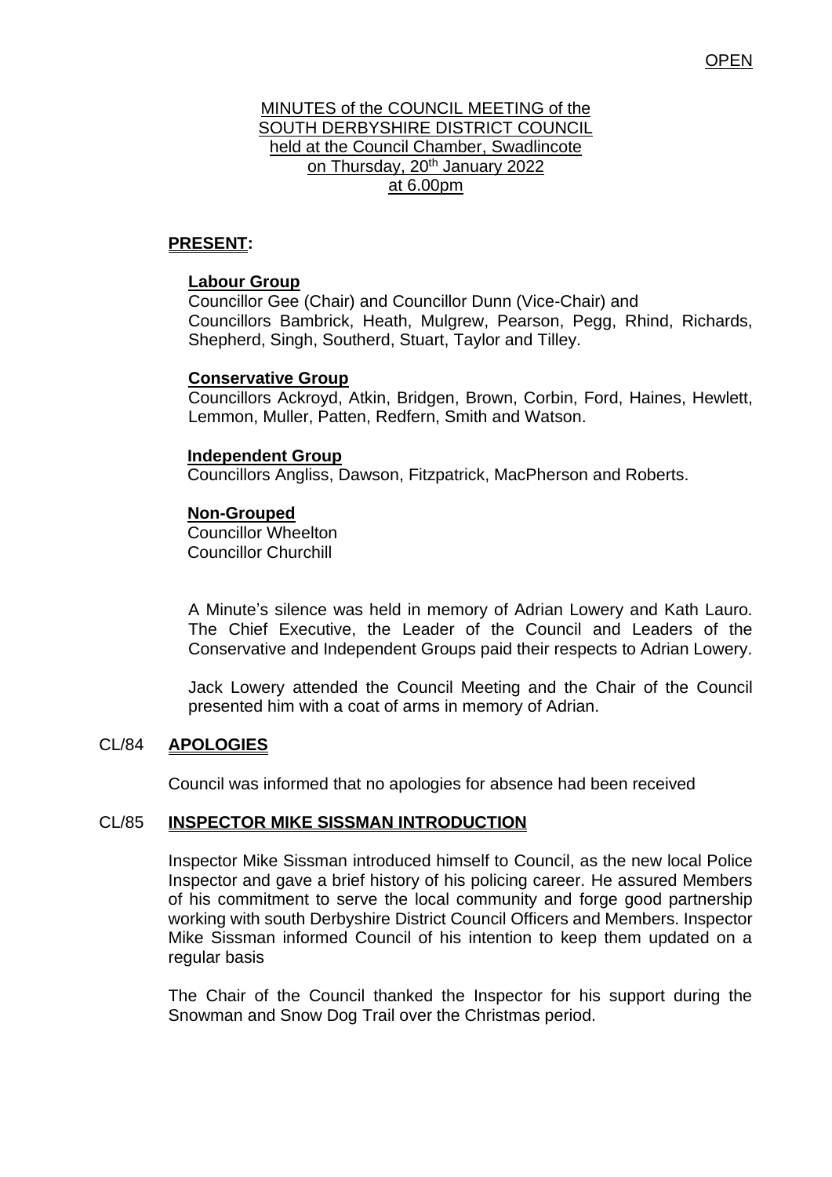OPEN

MINUTES of the COUNCIL MEETING of the
SOUTH DERBYSHIRE DISTRICT COUNCIL
held at the Council Chamber, Swadlincote
on Thursday, 20th January 2022
at 6.00pm

**PRESENT:**

**Labour Group**
Councillor Gee (Chair) and Councillor Dunn (Vice-Chair) and Councillors Bambrick, Heath, Mulgrew, Pearson, Pegg, Rhind, Richards, Shepherd, Singh, Southerd, Stuart, Taylor and Tilley.

**Conservative Group**
Councillors Ackroyd, Atkin, Bridgen, Brown, Corbin, Ford, Haines, Hewlett, Lemmon, Muller, Patten, Redfern, Smith and Watson.

**Independent Group**
Councillors Angliss, Dawson, Fitzpatrick, MacPherson and Roberts.

**Non-Grouped**
Councillor Wheelton
Councillor Churchill

A Minute's silence was held in memory of Adrian Lowery and Kath Lauro. The Chief Executive, the Leader of the Council and Leaders of the Conservative and Independent Groups paid their respects to Adrian Lowery.

Jack Lowery attended the Council Meeting and the Chair of the Council presented him with a coat of arms in memory of Adrian.

## CL/84 APOLOGIES

Council was informed that no apologies for absence had been received

## CL/85 INSPECTOR MIKE SISSMAN INTRODUCTION

Inspector Mike Sissman introduced himself to Council, as the new local Police Inspector and gave a brief history of his policing career. He assured Members of his commitment to serve the local community and forge good partnership working with south Derbyshire District Council Officers and Members. Inspector Mike Sissman informed Council of his intention to keep them updated on a regular basis

The Chair of the Council thanked the Inspector for his support during the Snowman and Snow Dog Trail over the Christmas period.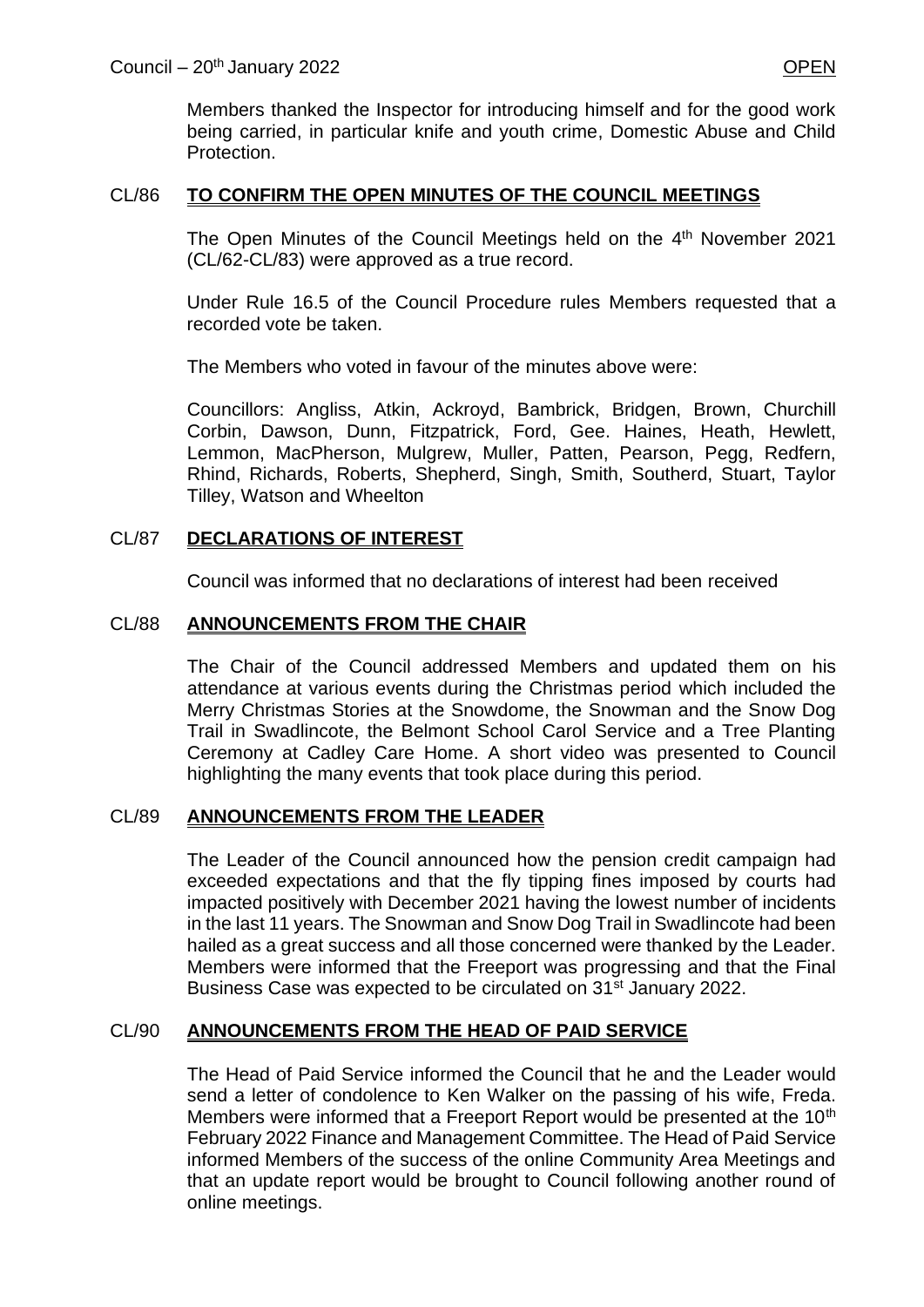Members thanked the Inspector for introducing himself and for the good work being carried, in particular knife and youth crime, Domestic Abuse and Child Protection.

## CL/86 TO CONFIRM THE OPEN MINUTES OF THE COUNCIL MEETINGS

The Open Minutes of the Council Meetings held on the 4th November 2021 (CL/62-CL/83) were approved as a true record.

Under Rule 16.5 of the Council Procedure rules Members requested that a recorded vote be taken.

The Members who voted in favour of the minutes above were:

Councillors: Angliss, Atkin, Ackroyd, Bambrick, Bridgen, Brown, Churchill Corbin, Dawson, Dunn, Fitzpatrick, Ford, Gee. Haines, Heath, Hewlett, Lemmon, MacPherson, Mulgrew, Muller, Patten, Pearson, Pegg, Redfern, Rhind, Richards, Roberts, Shepherd, Singh, Smith, Southerd, Stuart, Taylor Tilley, Watson and Wheelton

## CL/87 DECLARATIONS OF INTEREST

Council was informed that no declarations of interest had been received

## CL/88 ANNOUNCEMENTS FROM THE CHAIR

The Chair of the Council addressed Members and updated them on his attendance at various events during the Christmas period which included the Merry Christmas Stories at the Snowdome, the Snowman and the Snow Dog Trail in Swadlincote, the Belmont School Carol Service and a Tree Planting Ceremony at Cadley Care Home. A short video was presented to Council highlighting the many events that took place during this period.

## CL/89 ANNOUNCEMENTS FROM THE LEADER

The Leader of the Council announced how the pension credit campaign had exceeded expectations and that the fly tipping fines imposed by courts had impacted positively with December 2021 having the lowest number of incidents in the last 11 years. The Snowman and Snow Dog Trail in Swadlincote had been hailed as a great success and all those concerned were thanked by the Leader. Members were informed that the Freeport was progressing and that the Final Business Case was expected to be circulated on 31st January 2022.

## CL/90 ANNOUNCEMENTS FROM THE HEAD OF PAID SERVICE

The Head of Paid Service informed the Council that he and the Leader would send a letter of condolence to Ken Walker on the passing of his wife, Freda. Members were informed that a Freeport Report would be presented at the 10th February 2022 Finance and Management Committee. The Head of Paid Service informed Members of the success of the online Community Area Meetings and that an update report would be brought to Council following another round of online meetings.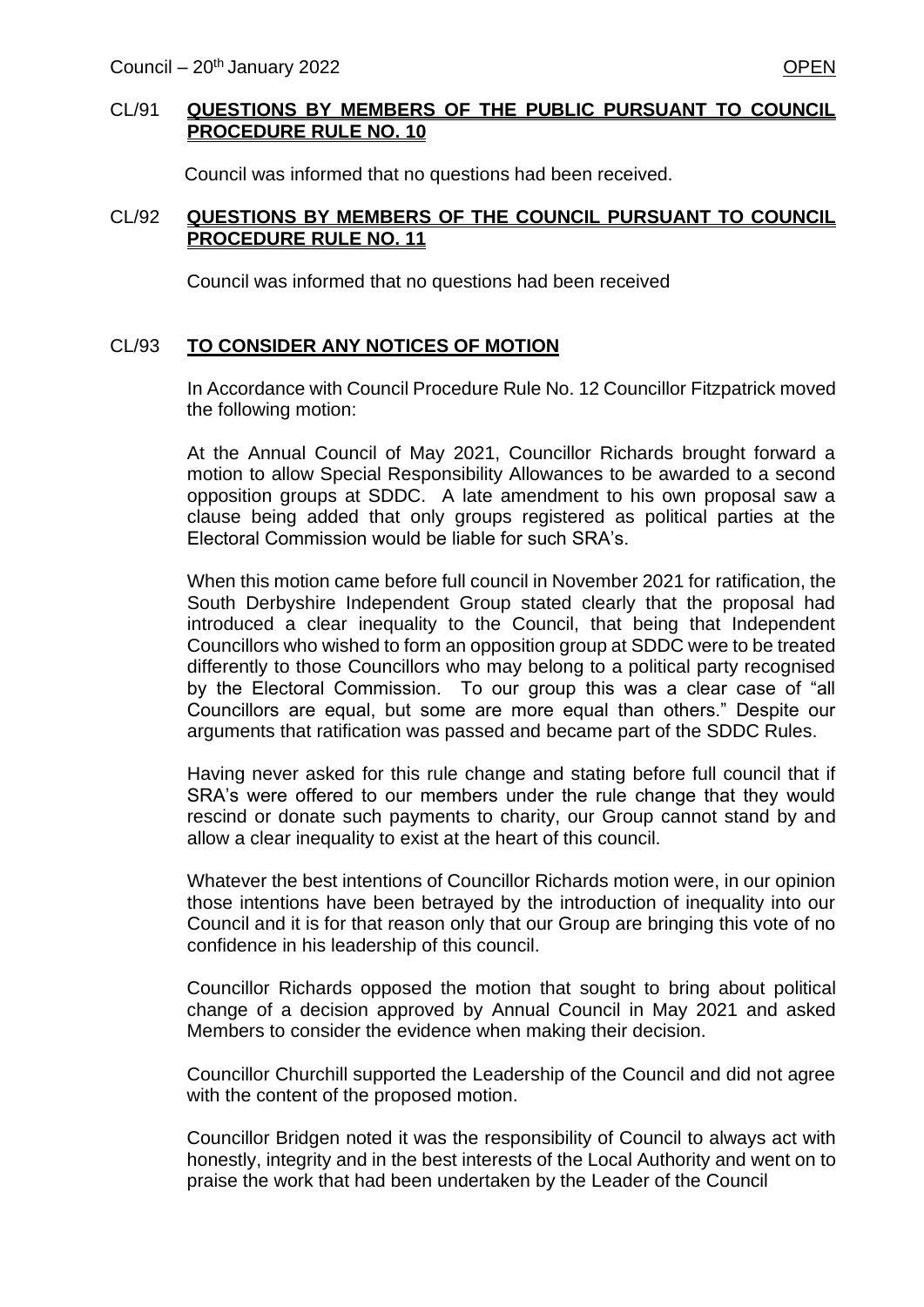## CL/91 QUESTIONS BY MEMBERS OF THE PUBLIC PURSUANT TO COUNCIL PROCEDURE RULE NO. 10

Council was informed that no questions had been received.

## CL/92 QUESTIONS BY MEMBERS OF THE COUNCIL PURSUANT TO COUNCIL PROCEDURE RULE NO. 11

Council was informed that no questions had been received

## CL/93 TO CONSIDER ANY NOTICES OF MOTION

In Accordance with Council Procedure Rule No. 12 Councillor Fitzpatrick moved the following motion:

At the Annual Council of May 2021, Councillor Richards brought forward a motion to allow Special Responsibility Allowances to be awarded to a second opposition groups at SDDC. A late amendment to his own proposal saw a clause being added that only groups registered as political parties at the Electoral Commission would be liable for such SRA's.

When this motion came before full council in November 2021 for ratification, the South Derbyshire Independent Group stated clearly that the proposal had introduced a clear inequality to the Council, that being that Independent Councillors who wished to form an opposition group at SDDC were to be treated differently to those Councillors who may belong to a political party recognised by the Electoral Commission. To our group this was a clear case of "all Councillors are equal, but some are more equal than others." Despite our arguments that ratification was passed and became part of the SDDC Rules.

Having never asked for this rule change and stating before full council that if SRA's were offered to our members under the rule change that they would rescind or donate such payments to charity, our Group cannot stand by and allow a clear inequality to exist at the heart of this council.

Whatever the best intentions of Councillor Richards motion were, in our opinion those intentions have been betrayed by the introduction of inequality into our Council and it is for that reason only that our Group are bringing this vote of no confidence in his leadership of this council.

Councillor Richards opposed the motion that sought to bring about political change of a decision approved by Annual Council in May 2021 and asked Members to consider the evidence when making their decision.

Councillor Churchill supported the Leadership of the Council and did not agree with the content of the proposed motion.

Councillor Bridgen noted it was the responsibility of Council to always act with honestly, integrity and in the best interests of the Local Authority and went on to praise the work that had been undertaken by the Leader of the Council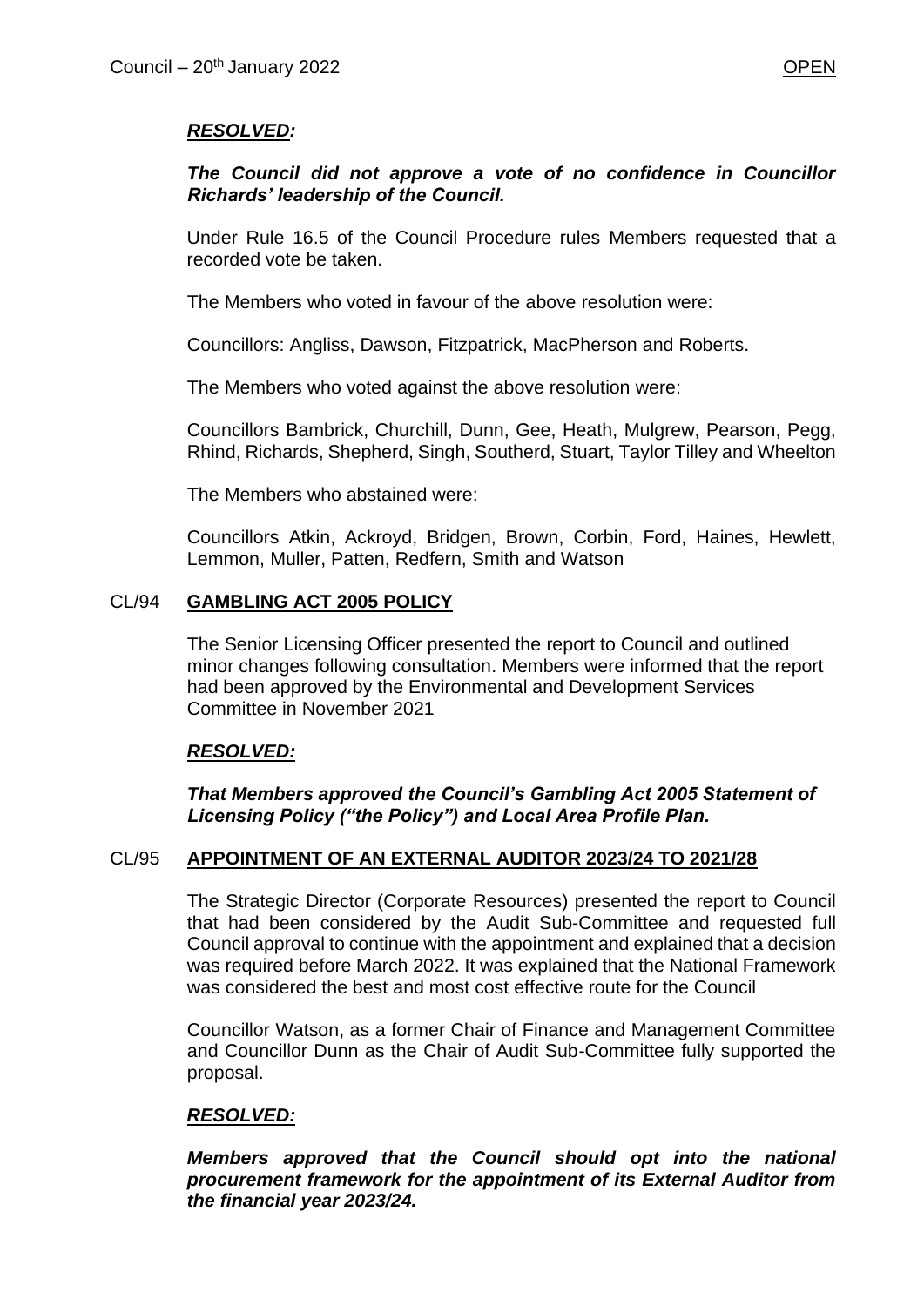***RESOLVED:***

***The Council did not approve a vote of no confidence in Councillor Richards' leadership of the Council.***

Under Rule 16.5 of the Council Procedure rules Members requested that a recorded vote be taken.

The Members who voted in favour of the above resolution were:

Councillors: Angliss, Dawson, Fitzpatrick, MacPherson and Roberts.

The Members who voted against the above resolution were:

Councillors Bambrick, Churchill, Dunn, Gee, Heath, Mulgrew, Pearson, Pegg, Rhind, Richards, Shepherd, Singh, Southerd, Stuart, Taylor Tilley and Wheelton

The Members who abstained were:

Councillors Atkin, Ackroyd, Bridgen, Brown, Corbin, Ford, Haines, Hewlett, Lemmon, Muller, Patten, Redfern, Smith and Watson

## CL/94 GAMBLING ACT 2005 POLICY

The Senior Licensing Officer presented the report to Council and outlined minor changes following consultation. Members were informed that the report had been approved by the Environmental and Development Services Committee in November 2021

***RESOLVED:***

***That Members approved the Council's Gambling Act 2005 Statement of Licensing Policy ("the Policy") and Local Area Profile Plan.***

## CL/95 APPOINTMENT OF AN EXTERNAL AUDITOR 2023/24 TO 2021/28

The Strategic Director (Corporate Resources) presented the report to Council that had been considered by the Audit Sub-Committee and requested full Council approval to continue with the appointment and explained that a decision was required before March 2022. It was explained that the National Framework was considered the best and most cost effective route for the Council

Councillor Watson, as a former Chair of Finance and Management Committee and Councillor Dunn as the Chair of Audit Sub-Committee fully supported the proposal.

***RESOLVED:***

***Members approved that the Council should opt into the national procurement framework for the appointment of its External Auditor from the financial year 2023/24.***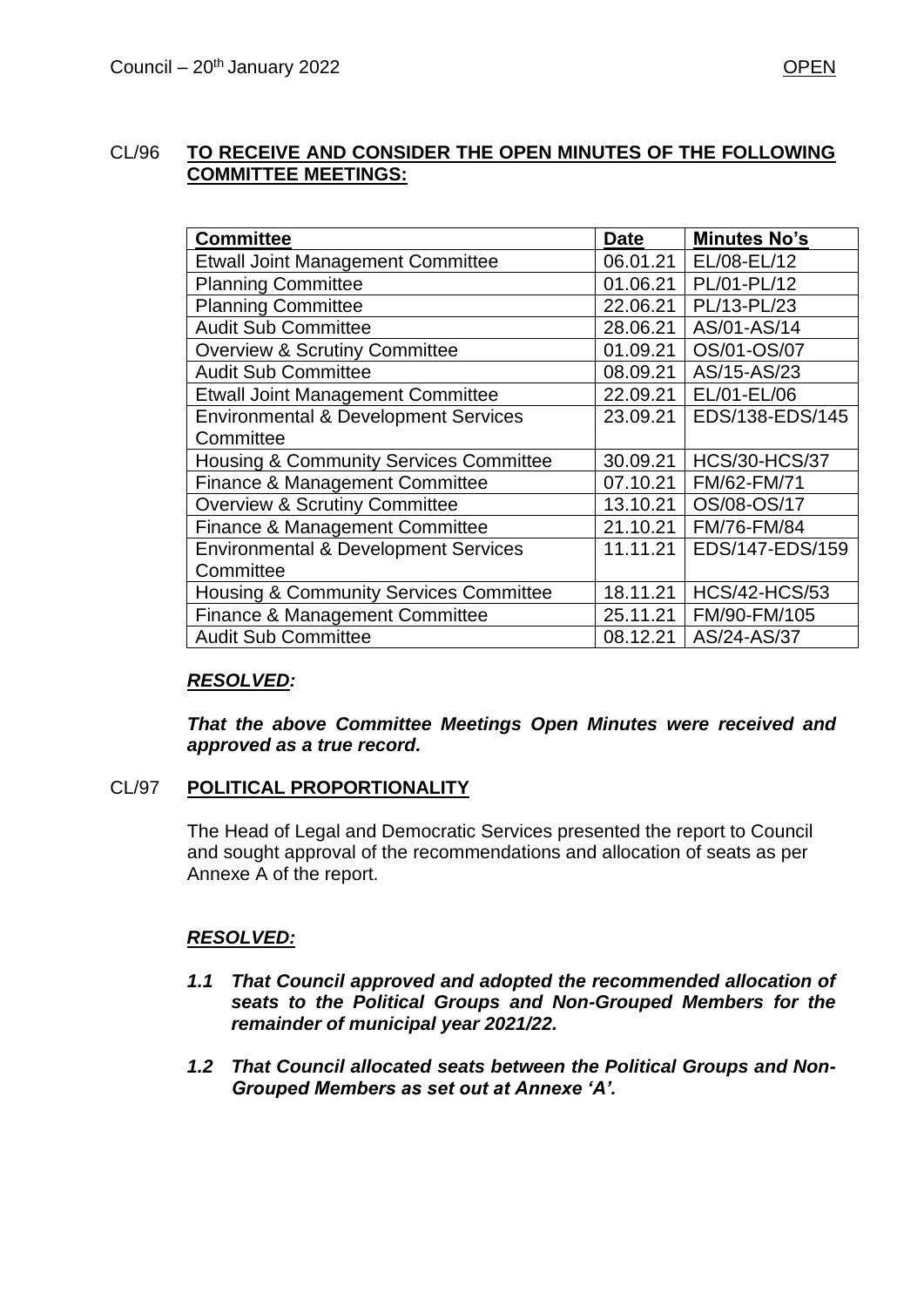CL/96 **TO RECEIVE AND CONSIDER THE OPEN MINUTES OF THE FOLLOWING COMMITTEE MEETINGS:**

| **Committee** | **Date** | **Minutes No's** |
|---|---|---|
| Etwall Joint Management Committee | 06.01.21 | EL/08-EL/12 |
| Planning Committee | 01.06.21 | PL/01-PL/12 |
| Planning Committee | 22.06.21 | PL/13-PL/23 |
| Audit Sub Committee | 28.06.21 | AS/01-AS/14 |
| Overview & Scrutiny Committee | 01.09.21 | OS/01-OS/07 |
| Audit Sub Committee | 08.09.21 | AS/15-AS/23 |
| Etwall Joint Management Committee | 22.09.21 | EL/01-EL/06 |
| Environmental & Development Services Committee | 23.09.21 | EDS/138-EDS/145 |
| Housing & Community Services Committee | 30.09.21 | HCS/30-HCS/37 |
| Finance & Management Committee | 07.10.21 | FM/62-FM/71 |
| Overview & Scrutiny Committee | 13.10.21 | OS/08-OS/17 |
| Finance & Management Committee | 21.10.21 | FM/76-FM/84 |
| Environmental & Development Services Committee | 11.11.21 | EDS/147-EDS/159 |
| Housing & Community Services Committee | 18.11.21 | HCS/42-HCS/53 |
| Finance & Management Committee | 25.11.21 | FM/90-FM/105 |
| Audit Sub Committee | 08.12.21 | AS/24-AS/37 |

***RESOLVED:***

***That the above Committee Meetings Open Minutes were received and approved as a true record.***

CL/97 **POLITICAL PROPORTIONALITY**

The Head of Legal and Democratic Services presented the report to Council and sought approval of the recommendations and allocation of seats as per Annexe A of the report.

***RESOLVED:***

***1.1 That Council approved and adopted the recommended allocation of seats to the Political Groups and Non-Grouped Members for the remainder of municipal year 2021/22.***

***1.2 That Council allocated seats between the Political Groups and Non-Grouped Members as set out at Annexe 'A'.***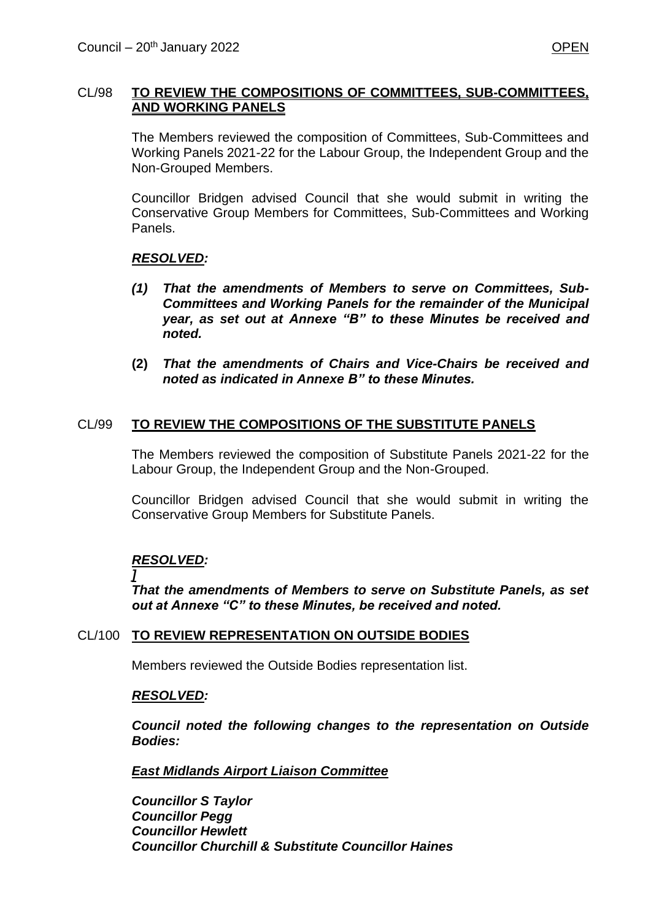### CL/98 TO REVIEW THE COMPOSITIONS OF COMMITTEES, SUB-COMMITTEES, AND WORKING PANELS

The Members reviewed the composition of Committees, Sub-Committees and Working Panels 2021-22 for the Labour Group, the Independent Group and the Non-Grouped Members.

Councillor Bridgen advised Council that she would submit in writing the Conservative Group Members for Committees, Sub-Committees and Working Panels.

***RESOLVED:***

***(1) That the amendments of Members to serve on Committees, Sub-Committees and Working Panels for the remainder of the Municipal year, as set out at Annexe "B" to these Minutes be received and noted.***

**(2)** ***That the amendments of Chairs and Vice-Chairs be received and noted as indicated in Annexe B" to these Minutes.***

### CL/99 TO REVIEW THE COMPOSITIONS OF THE SUBSTITUTE PANELS

The Members reviewed the composition of Substitute Panels 2021-22 for the Labour Group, the Independent Group and the Non-Grouped.

Councillor Bridgen advised Council that she would submit in writing the Conservative Group Members for Substitute Panels.

***RESOLVED:***
***]***
***That the amendments of Members to serve on Substitute Panels, as set out at Annexe "C" to these Minutes, be received and noted.***

### CL/100 TO REVIEW REPRESENTATION ON OUTSIDE BODIES

Members reviewed the Outside Bodies representation list.

***RESOLVED:***

***Council noted the following changes to the representation on Outside Bodies:***

***East Midlands Airport Liaison Committee***

***Councillor S Taylor***
***Councillor Pegg***
***Councillor Hewlett***
***Councillor Churchill & Substitute Councillor Haines***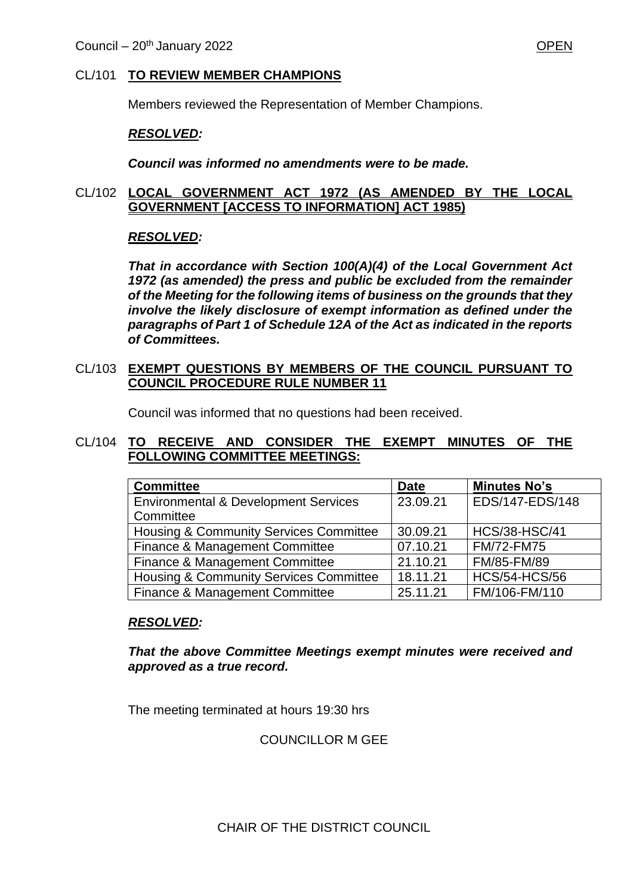CL/101 **TO REVIEW MEMBER CHAMPIONS**

Members reviewed the Representation of Member Champions.

***RESOLVED:***

***Council was informed no amendments were to be made.***

CL/102 **LOCAL GOVERNMENT ACT 1972 (AS AMENDED BY THE LOCAL GOVERNMENT [ACCESS TO INFORMATION] ACT 1985)**

***RESOLVED:***

***That in accordance with Section 100(A)(4) of the Local Government Act 1972 (as amended) the press and public be excluded from the remainder of the Meeting for the following items of business on the grounds that they involve the likely disclosure of exempt information as defined under the paragraphs of Part 1 of Schedule 12A of the Act as indicated in the reports of Committees.***

CL/103 **EXEMPT QUESTIONS BY MEMBERS OF THE COUNCIL PURSUANT TO COUNCIL PROCEDURE RULE NUMBER 11**

Council was informed that no questions had been received.

CL/104 **TO RECEIVE AND CONSIDER THE EXEMPT MINUTES OF THE FOLLOWING COMMITTEE MEETINGS:**

| Committee | Date | Minutes No's |
|---|---|---|
| Environmental & Development Services Committee | 23.09.21 | EDS/147-EDS/148 |
| Housing & Community Services Committee | 30.09.21 | HCS/38-HSC/41 |
| Finance & Management Committee | 07.10.21 | FM/72-FM75 |
| Finance & Management Committee | 21.10.21 | FM/85-FM/89 |
| Housing & Community Services Committee | 18.11.21 | HCS/54-HCS/56 |
| Finance & Management Committee | 25.11.21 | FM/106-FM/110 |

***RESOLVED:***

***That the above Committee Meetings exempt minutes were received and approved as a true record.***

The meeting terminated at hours 19:30 hrs

COUNCILLOR M GEE

CHAIR OF THE DISTRICT COUNCIL